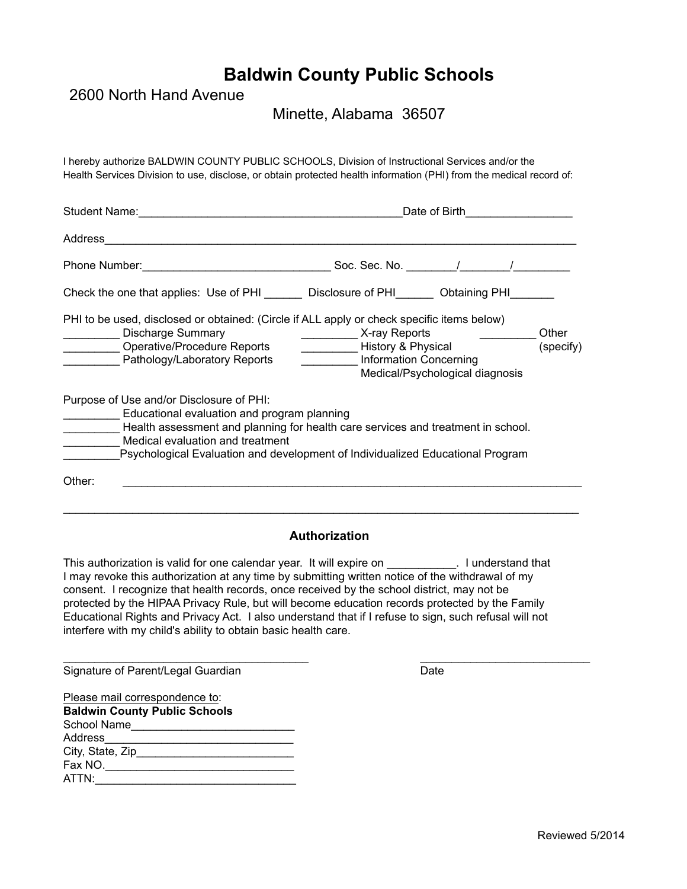# Baldwin County Public Schools

2600 North Hand Avenue

Minette, Alabama 36507

I hereby authorize BALDWIN COUNTY PUBLIC SCHOOLS, Division of Instructional Services and/or the Health Services Division to use, disclose, or obtain protected health information (PHI) from the medical record of:

Student Name:__________________________________________Date of Birth_________________

Address______________________________________________________________________________

Phone Number:______________________________ Soc. Sec. No. ________/________/_________

Check the one that applies: Use of PHI ______ Disclosure of PHI______ Obtaining PHI_______

PHI to be used, disclosed or obtained: (Circle if ALL apply or check specific items below)

_________ Discharge Summary
_________ Operative/Procedure Reports
_________ Pathology/Laboratory Reports
_________ X-ray Reports
_________ History & Physical
_________ Information Concerning Medical/Psychological diagnosis
_________ Other (specify)

Purpose of Use and/or Disclosure of PHI:

_________ Educational evaluation and program planning
_________ Health assessment and planning for health care services and treatment in school.
_________ Medical evaluation and treatment
_________Psychological Evaluation and development of Individualized Educational Program

Other: ___________________________________________________________________________

__________________________________________________________________________________

## Authorization

This authorization is valid for one calendar year. It will expire on ___________. I understand that I may revoke this authorization at any time by submitting written notice of the withdrawal of my consent. I recognize that health records, once received by the school district, may not be protected by the HIPAA Privacy Rule, but will become education records protected by the Family Educational Rights and Privacy Act. I also understand that if I refuse to sign, such refusal will not interfere with my child's ability to obtain basic health care.

_______________________________________ ___________________________
Signature of Parent/Legal Guardian Date

Please mail correspondence to:
**Baldwin County Public Schools**
School Name__________________________
Address______________________________
City, State, Zip_________________________
Fax NO.______________________________
ATTN:_______________________________

Reviewed 5/2014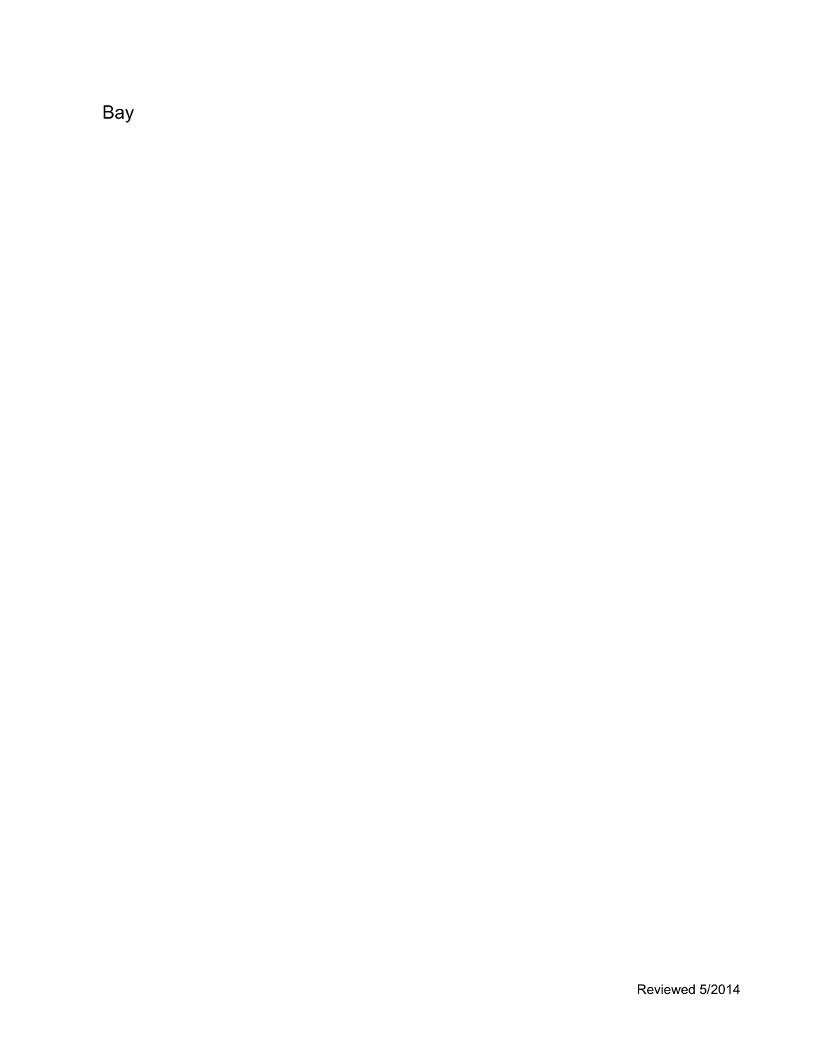Bay

Reviewed 5/2014